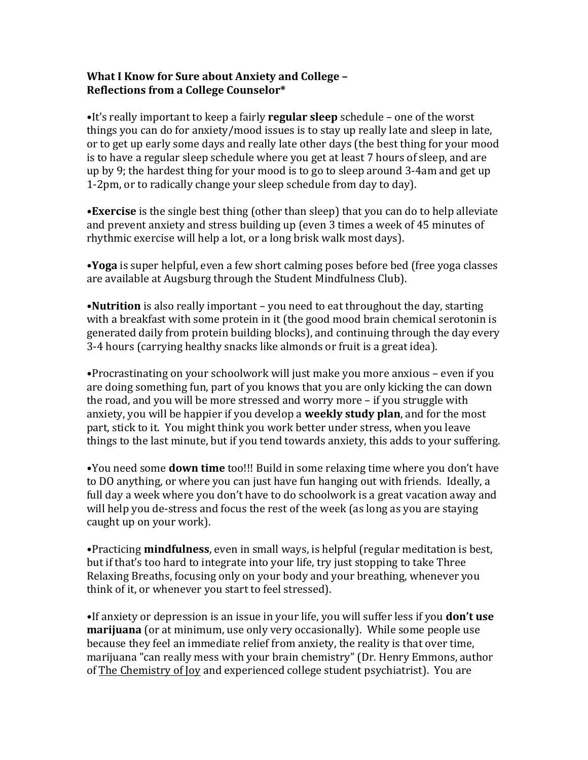**What I Know for Sure about Anxiety and College –**
**Reflections from a College Counselor***

•It's really important to keep a fairly **regular sleep** schedule – one of the worst things you can do for anxiety/mood issues is to stay up really late and sleep in late, or to get up early some days and really late other days (the best thing for your mood is to have a regular sleep schedule where you get at least 7 hours of sleep, and are up by 9; the hardest thing for your mood is to go to sleep around 3-4am and get up 1-2pm, or to radically change your sleep schedule from day to day).

•**Exercise** is the single best thing (other than sleep) that you can do to help alleviate and prevent anxiety and stress building up (even 3 times a week of 45 minutes of rhythmic exercise will help a lot, or a long brisk walk most days).

•**Yoga** is super helpful, even a few short calming poses before bed (free yoga classes are available at Augsburg through the Student Mindfulness Club).

•**Nutrition** is also really important – you need to eat throughout the day, starting with a breakfast with some protein in it (the good mood brain chemical serotonin is generated daily from protein building blocks), and continuing through the day every 3-4 hours (carrying healthy snacks like almonds or fruit is a great idea).

•Procrastinating on your schoolwork will just make you more anxious – even if you are doing something fun, part of you knows that you are only kicking the can down the road, and you will be more stressed and worry more – if you struggle with anxiety, you will be happier if you develop a **weekly study plan**, and for the most part, stick to it. You might think you work better under stress, when you leave things to the last minute, but if you tend towards anxiety, this adds to your suffering.

•You need some **down time** too!!! Build in some relaxing time where you don't have to DO anything, or where you can just have fun hanging out with friends. Ideally, a full day a week where you don't have to do schoolwork is a great vacation away and will help you de-stress and focus the rest of the week (as long as you are staying caught up on your work).

•Practicing **mindfulness**, even in small ways, is helpful (regular meditation is best, but if that's too hard to integrate into your life, try just stopping to take Three Relaxing Breaths, focusing only on your body and your breathing, whenever you think of it, or whenever you start to feel stressed).

•If anxiety or depression is an issue in your life, you will suffer less if you **don't use marijuana** (or at minimum, use only very occasionally). While some people use because they feel an immediate relief from anxiety, the reality is that over time, marijuana "can really mess with your brain chemistry" (Dr. Henry Emmons, author of <u>The Chemistry of Joy</u> and experienced college student psychiatrist). You are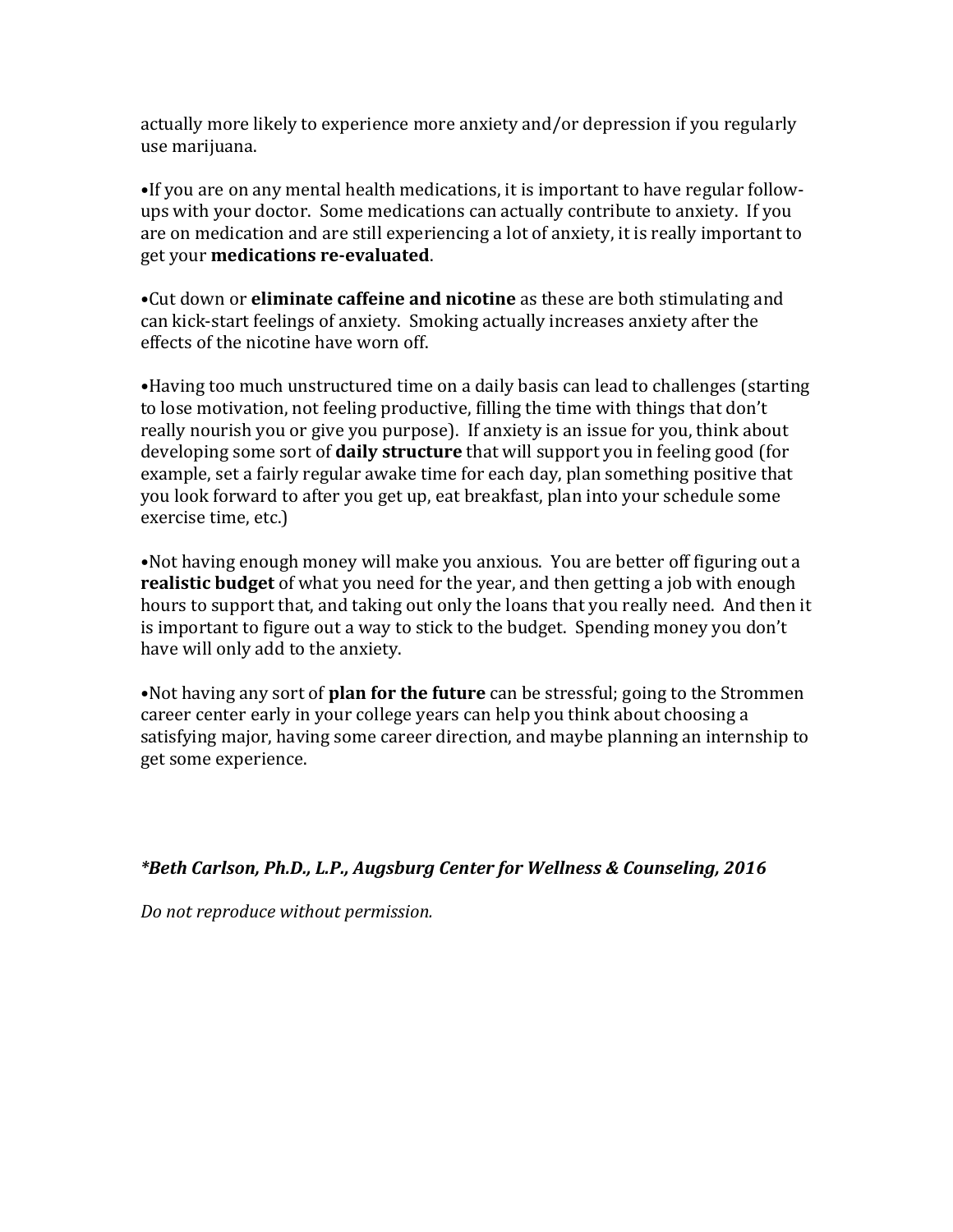actually more likely to experience more anxiety and/or depression if you regularly use marijuana.

•If you are on any mental health medications, it is important to have regular follow-ups with your doctor. Some medications can actually contribute to anxiety. If you are on medication and are still experiencing a lot of anxiety, it is really important to get your **medications re-evaluated**.

•Cut down or **eliminate caffeine and nicotine** as these are both stimulating and can kick-start feelings of anxiety. Smoking actually increases anxiety after the effects of the nicotine have worn off.

•Having too much unstructured time on a daily basis can lead to challenges (starting to lose motivation, not feeling productive, filling the time with things that don't really nourish you or give you purpose). If anxiety is an issue for you, think about developing some sort of **daily structure** that will support you in feeling good (for example, set a fairly regular awake time for each day, plan something positive that you look forward to after you get up, eat breakfast, plan into your schedule some exercise time, etc.)

•Not having enough money will make you anxious. You are better off figuring out a **realistic budget** of what you need for the year, and then getting a job with enough hours to support that, and taking out only the loans that you really need. And then it is important to figure out a way to stick to the budget. Spending money you don't have will only add to the anxiety.

•Not having any sort of **plan for the future** can be stressful; going to the Strommen career center early in your college years can help you think about choosing a satisfying major, having some career direction, and maybe planning an internship to get some experience.

***Beth Carlson, Ph.D., L.P., Augsburg Center for Wellness & Counseling, 2016***

*Do not reproduce without permission.*